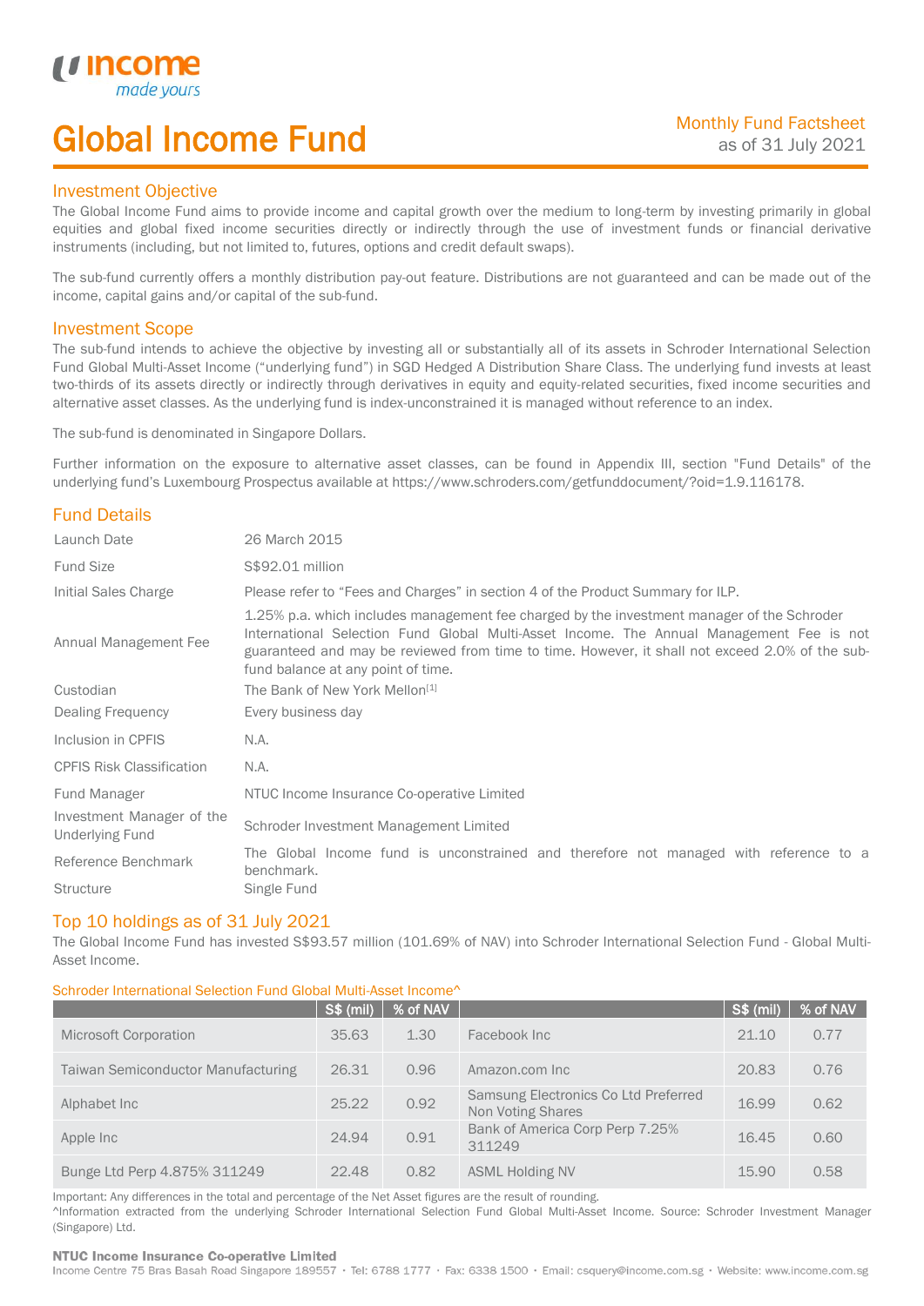# Global Income Fund

Monthly Fund Factsheet
as of 31 July 2021

## Investment Objective

The Global Income Fund aims to provide income and capital growth over the medium to long-term by investing primarily in global equities and global fixed income securities directly or indirectly through the use of investment funds or financial derivative instruments (including, but not limited to, futures, options and credit default swaps).

The sub-fund currently offers a monthly distribution pay-out feature. Distributions are not guaranteed and can be made out of the income, capital gains and/or capital of the sub-fund.

## Investment Scope

The sub-fund intends to achieve the objective by investing all or substantially all of its assets in Schroder International Selection Fund Global Multi-Asset Income ("underlying fund") in SGD Hedged A Distribution Share Class. The underlying fund invests at least two-thirds of its assets directly or indirectly through derivatives in equity and equity-related securities, fixed income securities and alternative asset classes. As the underlying fund is index-unconstrained it is managed without reference to an index.

The sub-fund is denominated in Singapore Dollars.

Further information on the exposure to alternative asset classes, can be found in Appendix III, section "Fund Details" of the underlying fund's Luxembourg Prospectus available at https://www.schroders.com/getfunddocument/?oid=1.9.116178.

## Fund Details

| | |
|---|---|
| Launch Date | 26 March 2015 |
| Fund Size | S$92.01 million |
| Initial Sales Charge | Please refer to "Fees and Charges" in section 4 of the Product Summary for ILP. |
| Annual Management Fee | 1.25% p.a. which includes management fee charged by the investment manager of the Schroder International Selection Fund Global Multi-Asset Income. The Annual Management Fee is not guaranteed and may be reviewed from time to time. However, it shall not exceed 2.0% of the sub-fund balance at any point of time. |
| Custodian | The Bank of New York Mellon[1] |
| Dealing Frequency | Every business day |
| Inclusion in CPFIS | N.A. |
| CPFIS Risk Classification | N.A. |
| Fund Manager | NTUC Income Insurance Co-operative Limited |
| Investment Manager of the Underlying Fund | Schroder Investment Management Limited |
| Reference Benchmark | The Global Income fund is unconstrained and therefore not managed with reference to a benchmark. |
| Structure | Single Fund |

## Top 10 holdings as of 31 July 2021

The Global Income Fund has invested S$93.57 million (101.69% of NAV) into Schroder International Selection Fund - Global Multi-Asset Income.

Schroder International Selection Fund Global Multi-Asset Income^

| | S$ (mil) | % of NAV | | S$ (mil) | % of NAV |
|---|---|---|---|---|---|
| Microsoft Corporation | 35.63 | 1.30 | Facebook Inc | 21.10 | 0.77 |
| Taiwan Semiconductor Manufacturing | 26.31 | 0.96 | Amazon.com Inc | 20.83 | 0.76 |
| Alphabet Inc | 25.22 | 0.92 | Samsung Electronics Co Ltd Preferred Non Voting Shares | 16.99 | 0.62 |
| Apple Inc | 24.94 | 0.91 | Bank of America Corp Perp 7.25% 311249 | 16.45 | 0.60 |
| Bunge Ltd Perp 4.875% 311249 | 22.48 | 0.82 | ASML Holding NV | 15.90 | 0.58 |

Important: Any differences in the total and percentage of the Net Asset figures are the result of rounding.

^Information extracted from the underlying Schroder International Selection Fund Global Multi-Asset Income. Source: Schroder Investment Manager (Singapore) Ltd.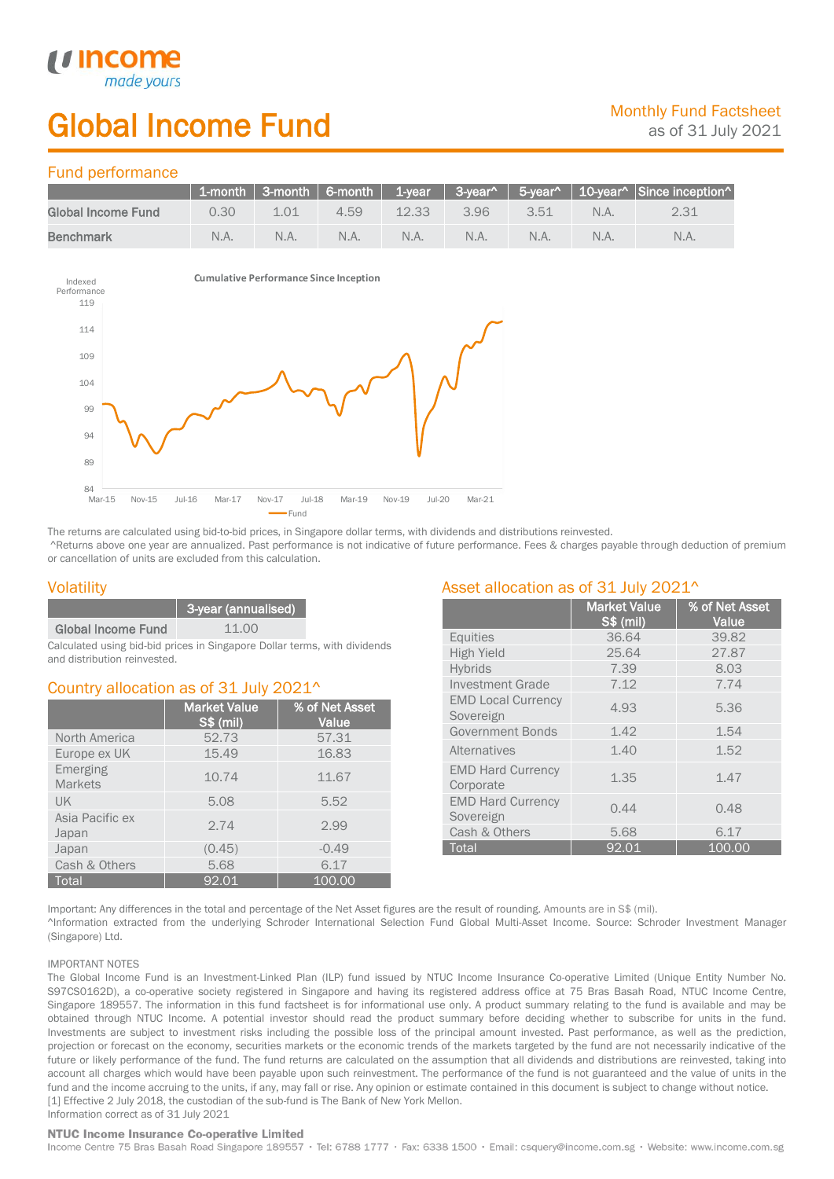# Global Income Fund

Monthly Fund Factsheet
as of 31 July 2021

## Fund performance

| | 1-month | 3-month | 6-month | 1-year | 3-year^ | 5-year^ | 10-year^ | Since inception^ |
|---|---|---|---|---|---|---|---|---|
| **Global Income Fund** | 0.30 | 1.01 | 4.59 | 12.33 | 3.96 | 3.51 | N.A. | 2.31 |
| **Benchmark** | N.A. | N.A. | N.A. | N.A. | N.A. | N.A. | N.A. | N.A. |

Cumulative Performance Since Inception

Indexed Performance

119
114
109
104
99
94
89
84

Mar-15 Nov-15 Jul-16 Mar-17 Nov-17 Jul-18 Mar-19 Nov-19 Jul-20 Mar-21

Fund

The returns are calculated using bid-to-bid prices, in Singapore dollar terms, with dividends and distributions reinvested.
^Returns above one year are annualized. Past performance is not indicative of future performance. Fees & charges payable through deduction of premium or cancellation of units are excluded from this calculation.

## Volatility

| | 3-year (annualised) |
|---|---|
| **Global Income Fund** | 11.00 |

Calculated using bid-bid prices in Singapore Dollar terms, with dividends and distribution reinvested.

## Country allocation as of 31 July 2021^

| | Market Value S$ (mil) | % of Net Asset Value |
|---|---|---|
| North America | 52.73 | 57.31 |
| Europe ex UK | 15.49 | 16.83 |
| Emerging Markets | 10.74 | 11.67 |
| UK | 5.08 | 5.52 |
| Asia Pacific ex Japan | 2.74 | 2.99 |
| Japan | (0.45) | -0.49 |
| Cash & Others | 5.68 | 6.17 |
| Total | 92.01 | 100.00 |

## Asset allocation as of 31 July 2021^

| | Market Value S$ (mil) | % of Net Asset Value |
|---|---|---|
| Equities | 36.64 | 39.82 |
| High Yield | 25.64 | 27.87 |
| Hybrids | 7.39 | 8.03 |
| Investment Grade | 7.12 | 7.74 |
| EMD Local Currency Sovereign | 4.93 | 5.36 |
| Government Bonds | 1.42 | 1.54 |
| Alternatives | 1.40 | 1.52 |
| EMD Hard Currency Corporate | 1.35 | 1.47 |
| EMD Hard Currency Sovereign | 0.44 | 0.48 |
| Cash & Others | 5.68 | 6.17 |
| Total | 92.01 | 100.00 |

Important: Any differences in the total and percentage of the Net Asset figures are the result of rounding. Amounts are in S$ (mil).
^Information extracted from the underlying Schroder International Selection Fund Global Multi-Asset Income. Source: Schroder Investment Manager (Singapore) Ltd.

IMPORTANT NOTES
The Global Income Fund is an Investment-Linked Plan (ILP) fund issued by NTUC Income Insurance Co-operative Limited (Unique Entity Number No. S97CS0162D), a co-operative society registered in Singapore and having its registered address office at 75 Bras Basah Road, NTUC Income Centre, Singapore 189557. The information in this fund factsheet is for informational use only. A product summary relating to the fund is available and may be obtained through NTUC Income. A potential investor should read the product summary before deciding whether to subscribe for units in the fund. Investments are subject to investment risks including the possible loss of the principal amount invested. Past performance, as well as the prediction, projection or forecast on the economy, securities markets or the economic trends of the markets targeted by the fund are not necessarily indicative of the future or likely performance of the fund. The fund returns are calculated on the assumption that all dividends and distributions are reinvested, taking into account all charges which would have been payable upon such reinvestment. The performance of the fund is not guaranteed and the value of units in the fund and the income accruing to the units, if any, may fall or rise. Any opinion or estimate contained in this document is subject to change without notice.
[1] Effective 2 July 2018, the custodian of the sub-fund is The Bank of New York Mellon.
Information correct as of 31 July 2021

**NTUC Income Insurance Co-operative Limited**
Income Centre 75 Bras Basah Road Singapore 189557 · Tel: 6788 1777 · Fax: 6338 1500 · Email: csquery@income.com.sg · Website: www.income.com.sg